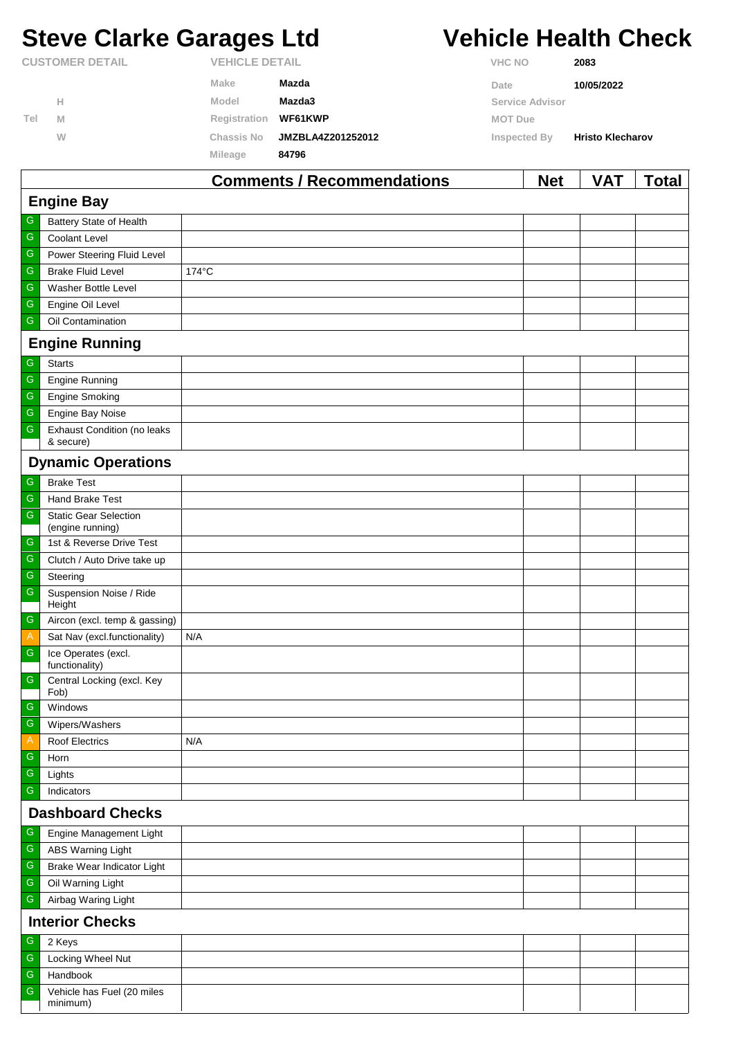# Steve Clarke Garages Ltd

# Vehicle Health Check

| CUSTOMER DETAIL | | VEHICLE DETAIL | | | |
|---|---|---|---|---|---|
| | | Make | Mazda | VHC NO | 2083 |
| | H | Model | Mazda3 | Date | 10/05/2022 |
| Tel | M | Registration | WF61KWP | Service Advisor | |
| | W | Chassis No | JMZBLA4Z201252012 | MOT Due | |
| | | Mileage | 84796 | Inspected By | Hristo Klecharov |

| | | Comments / Recommendations | Net | VAT | Total |
|---|---|---|---|---|---|
| **Engine Bay** | | | | | |
| G | Battery State of Health | | | | |
| G | Coolant Level | | | | |
| G | Power Steering Fluid Level | | | | |
| G | Brake Fluid Level | 174°C | | | |
| G | Washer Bottle Level | | | | |
| G | Engine Oil Level | | | | |
| G | Oil Contamination | | | | |
| **Engine Running** | | | | | |
| G | Starts | | | | |
| G | Engine Running | | | | |
| G | Engine Smoking | | | | |
| G | Engine Bay Noise | | | | |
| G | Exhaust Condition (no leaks & secure) | | | | |
| **Dynamic Operations** | | | | | |
| G | Brake Test | | | | |
| G | Hand Brake Test | | | | |
| G | Static Gear Selection (engine running) | | | | |
| G | 1st & Reverse Drive Test | | | | |
| G | Clutch / Auto Drive take up | | | | |
| G | Steering | | | | |
| G | Suspension Noise / Ride Height | | | | |
| G | Aircon (excl. temp & gassing) | | | | |
| A | Sat Nav (excl.functionality) | N/A | | | |
| G | Ice Operates (excl. functionality) | | | | |
| G | Central Locking (excl. Key Fob) | | | | |
| G | Windows | | | | |
| G | Wipers/Washers | | | | |
| A | Roof Electrics | N/A | | | |
| G | Horn | | | | |
| G | Lights | | | | |
| G | Indicators | | | | |
| **Dashboard Checks** | | | | | |
| G | Engine Management Light | | | | |
| G | ABS Warning Light | | | | |
| G | Brake Wear Indicator Light | | | | |
| G | Oil Warning Light | | | | |
| G | Airbag Waring Light | | | | |
| **Interior Checks** | | | | | |
| G | 2 Keys | | | | |
| G | Locking Wheel Nut | | | | |
| G | Handbook | | | | |
| G | Vehicle has Fuel (20 miles minimum) | | | | |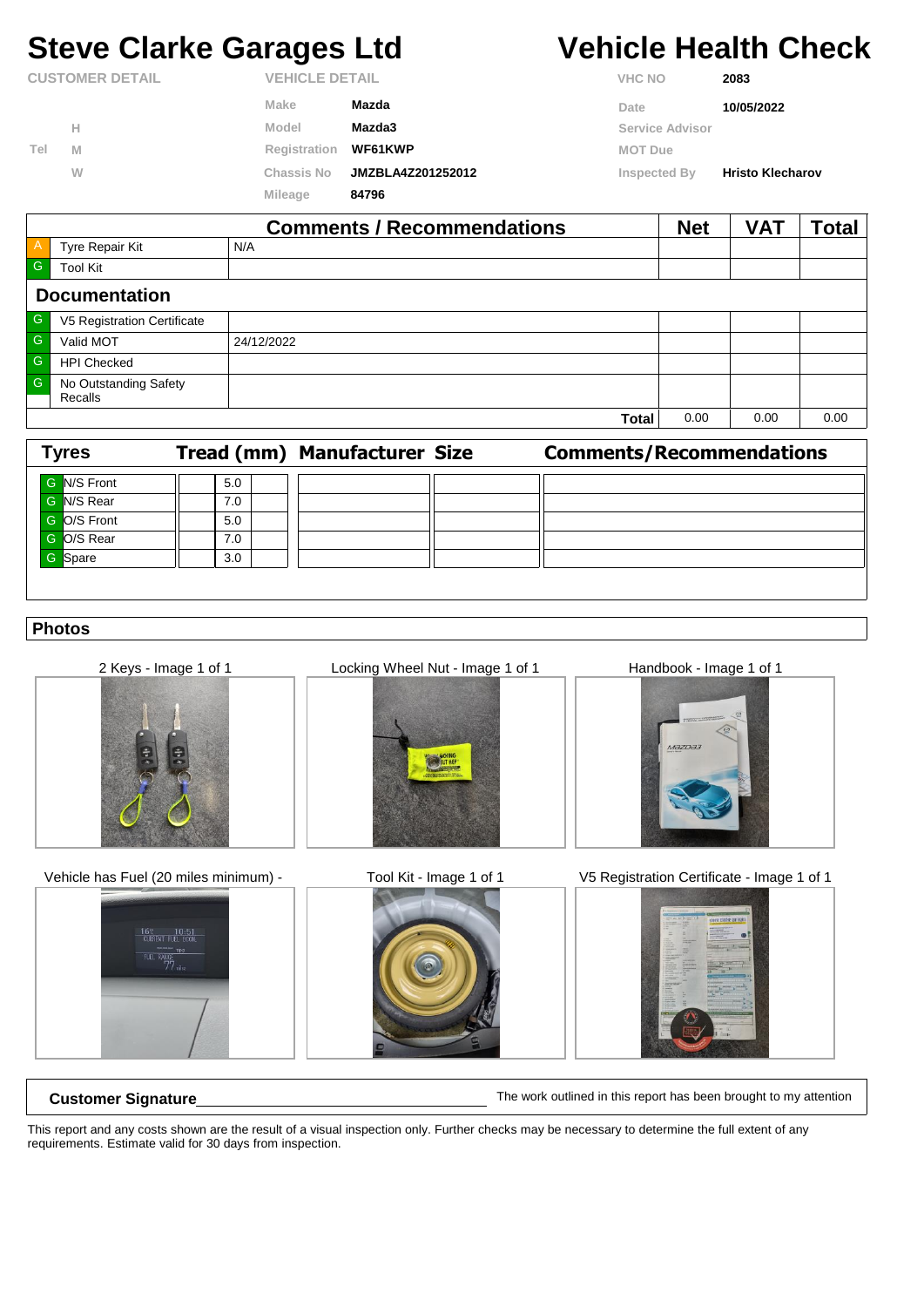# Steve Clarke Garages Ltd

# Vehicle Health Check

| CUSTOMER DETAIL | | VEHICLE DETAIL | | | |
|---|---|---|---|---|---|
| | | Make | Mazda | VHC NO | 2083 |
| | H | Model | Mazda3 | Date | 10/05/2022 |
| Tel | M | Registration | WF61KWP | Service Advisor | |
| | W | Chassis No | JMZBLA4Z201252012 | MOT Due | |
| | | Mileage | 84796 | Inspected By | Hristo Klecharov |

| | | Comments / Recommendations | Net | VAT | Total |
|---|---|---|---|---|---|
| A | Tyre Repair Kit | N/A | | | |
| G | Tool Kit | | | | |
| **Documentation** | | | | | |
| G | V5 Registration Certificate | | | | |
| G | Valid MOT | 24/12/2022 | | | |
| G | HPI Checked | | | | |
| G | No Outstanding Safety Recalls | | | | |
| | | **Total** | 0.00 | 0.00 | 0.00 |

| | Tyres | Tread (mm) | | Manufacturer | Size | Comments/Recommendations |
|---|---|---|---|---|---|---|
| G | N/S Front | 5.0 | | | | |
| G | N/S Rear | 7.0 | | | | |
| G | O/S Front | 5.0 | | | | |
| G | O/S Rear | 7.0 | | | | |
| G | Spare | 3.0 | | | | |

## Photos

2 Keys - Image 1 of 1

Locking Wheel Nut - Image 1 of 1

Handbook - Image 1 of 1

Vehicle has Fuel (20 miles minimum) -

Tool Kit - Image 1 of 1

V5 Registration Certificate - Image 1 of 1

**Customer Signature**\_\_\_\_\_\_\_\_\_\_\_\_\_\_\_\_\_\_\_\_\_\_\_\_\_\_\_\_\_\_\_\_ The work outlined in this report has been brought to my attention

This report and any costs shown are the result of a visual inspection only. Further checks may be necessary to determine the full extent of any requirements. Estimate valid for 30 days from inspection.